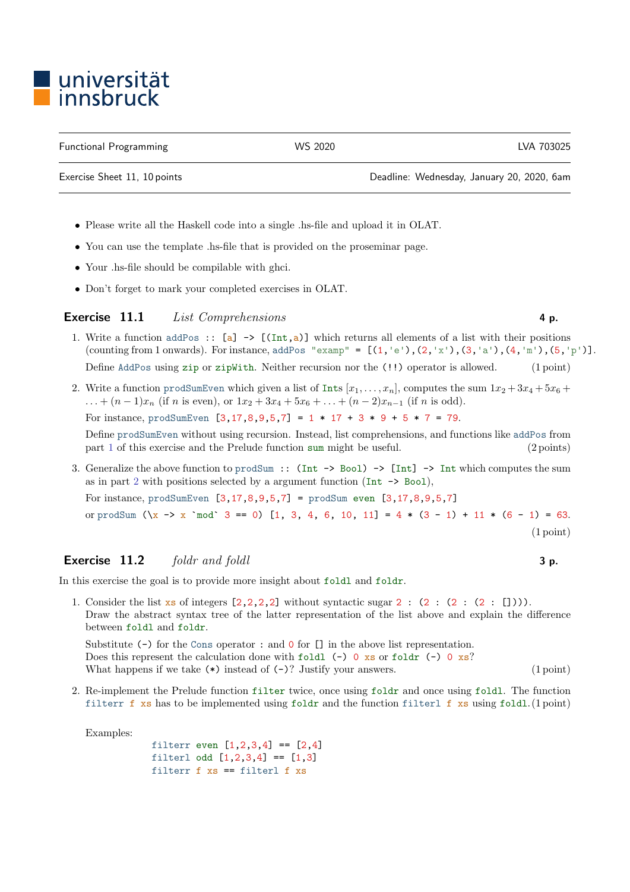universität innsbruck

| Functional Programming | WS 2020 | LVA 703025 |
|---|---|---|
| Exercise Sheet 11, 10 points | | Deadline: Wednesday, January 20, 2020, 6am |

- Please write all the Haskell code into a single .hs-file and upload it in OLAT.
- You can use the template .hs-file that is provided on the proseminar page.
- Your .hs-file should be compilable with ghci.
- Don't forget to mark your completed exercises in OLAT.

## Exercise 11.1 *List Comprehensions* — 4 p.

1. Write a function `addPos :: [a] -> [(Int,a)]` which returns all elements of a list with their positions (counting from 1 onwards). For instance, `addPos "examp" = [(1,'e'),(2,'x'),(3,'a'),(4,'m'),(5,'p')]`.

   Define `AddPos` using `zip` or `zipWith`. Neither recursion nor the `(!!)` operator is allowed. (1 point)

2. Write a function `prodSumEven` which given a list of `Int`s $[x_1, \ldots, x_n]$, computes the sum $1x_2 + 3x_4 + 5x_6 + \ldots + (n-1)x_n$ (if $n$ is even), or $1x_2 + 3x_4 + 5x_6 + \ldots + (n-2)x_{n-1}$ (if $n$ is odd).

   For instance, `prodSumEven [3,17,8,9,5,7] = 1 * 17 + 3 * 9 + 5 * 7 = 79`.

   Define `prodSumEven` without using recursion. Instead, list comprehensions, and functions like `addPos` from part 1 of this exercise and the Prelude function `sum` might be useful. (2 points)

3. Generalize the above function to `prodSum :: (Int -> Bool) -> [Int] -> Int` which computes the sum as in part 2 with positions selected by a argument function `(Int -> Bool)`,

   For instance, `prodSumEven [3,17,8,9,5,7] = prodSum even [3,17,8,9,5,7]`

   or `prodSum (\x -> x `mod` 3 == 0) [1, 3, 4, 6, 10, 11] = 4 * (3 - 1) + 11 * (6 - 1) = 63`.

   (1 point)

## Exercise 11.2 *foldr and foldl* — 3 p.

In this exercise the goal is to provide more insight about `foldl` and `foldr`.

1. Consider the list `xs` of integers `[2,2,2,2]` without syntactic sugar `2 : (2 : (2 : (2 : [])))`. Draw the abstract syntax tree of the latter representation of the list above and explain the difference between `foldl` and `foldr`.

   Substitute `(-)` for the `Cons` operator `:` and `0` for `[]` in the above list representation.
   Does this represent the calculation done with `foldl (-) 0 xs` or `foldr (-) 0 xs`?
   What happens if we take `(*)` instead of `(-)`? Justify your answers. (1 point)

2. Re-implement the Prelude function `filter` twice, once using `foldr` and once using `foldl`. The function `filterr f xs` has to be implemented using `foldr` and the function `filterl f xs` using `foldl`. (1 point)

   Examples:

   ```
   filterr even [1,2,3,4] == [2,4]
   filterl odd [1,2,3,4] == [1,3]
   filterr f xs == filterl f xs
   ```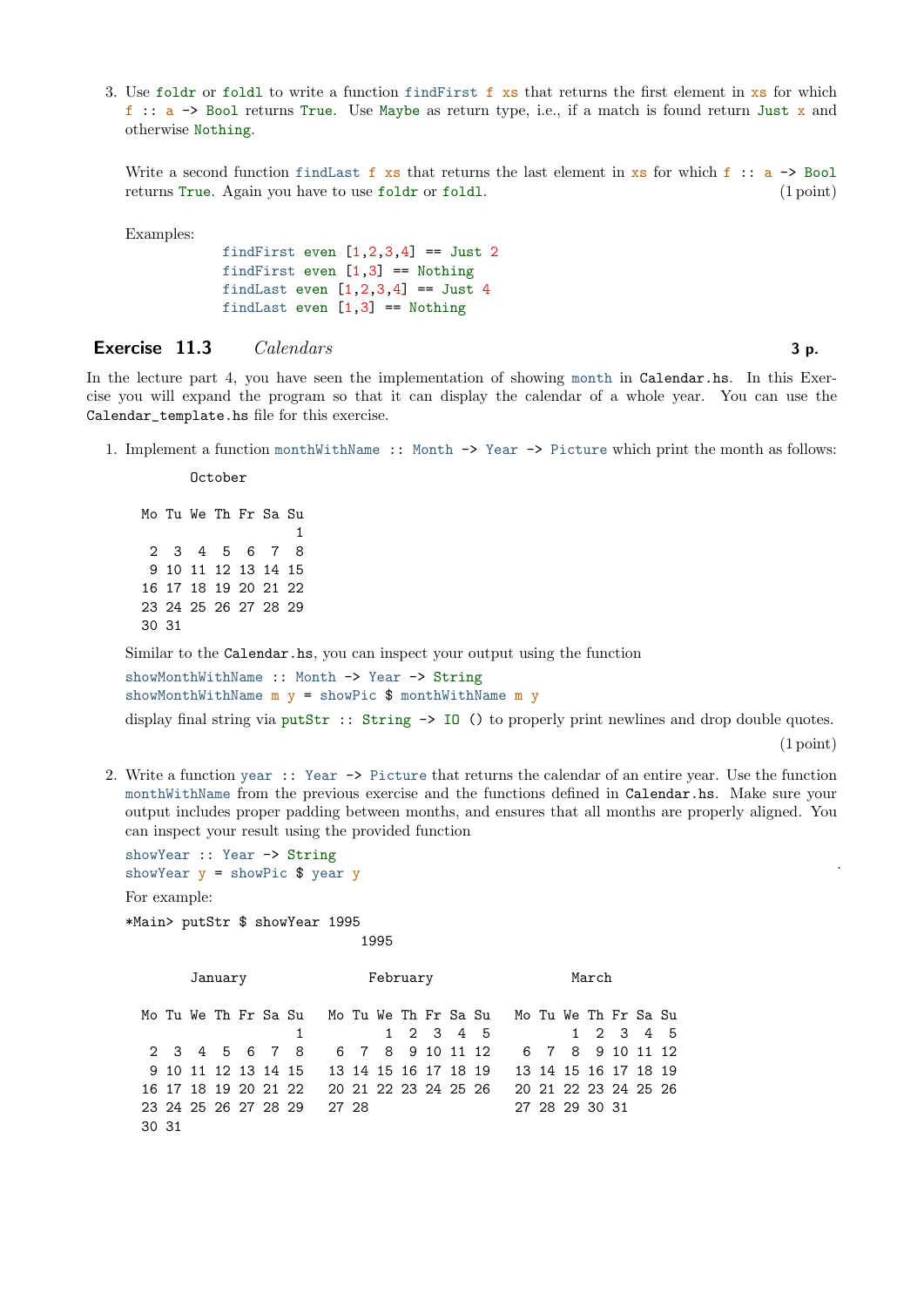3. Use `foldr` or `foldl` to write a function `findFirst f xs` that returns the first element in `xs` for which `f :: a -> Bool` returns `True`. Use `Maybe` as return type, i.e., if a match is found return `Just x` and otherwise `Nothing`.

   Write a second function `findLast f xs` that returns the last element in `xs` for which `f :: a -> Bool` returns `True`. Again you have to use `foldr` or `foldl`. (1 point)

   Examples:

   ```
   findFirst even [1,2,3,4] == Just 2
   findFirst even [1,3] == Nothing
   findLast even [1,2,3,4] == Just 4
   findLast even [1,3] == Nothing
   ```

## Exercise 11.3 *Calendars* **3 p.**

In the lecture part 4, you have seen the implementation of showing `month` in `Calendar.hs`. In this Exercise you will expand the program so that it can display the calendar of a whole year. You can use the `Calendar_template.hs` file for this exercise.

1. Implement a function `monthWithName :: Month -> Year -> Picture` which print the month as follows:

   ```
           October

    Mo Tu We Th Fr Sa Su
                       1
     2  3  4  5  6  7  8
     9 10 11 12 13 14 15
    16 17 18 19 20 21 22
    23 24 25 26 27 28 29
    30 31
   ```

   Similar to the `Calendar.hs`, you can inspect your output using the function

   ```
   showMonthWithName :: Month -> Year -> String
   showMonthWithName m y = showPic $ monthWithName m y
   ```

   display final string via `putStr :: String -> IO ()` to properly print newlines and drop double quotes. (1 point)

2. Write a function `year :: Year -> Picture` that returns the calendar of an entire year. Use the function `monthWithName` from the previous exercise and the functions defined in `Calendar.hs`. Make sure your output includes proper padding between months, and ensures that all months are properly aligned. You can inspect your result using the provided function

   ```
   showYear :: Year -> String
   showYear y = showPic $ year y
   ```

   For example:

   ```
   *Main> putStr $ showYear 1995
                                1995

           January               February                 March

    Mo Tu We Th Fr Sa Su   Mo Tu We Th Fr Sa Su   Mo Tu We Th Fr Sa Su
                       1          1  2  3  4  5          1  2  3  4  5
     2  3  4  5  6  7  8    6  7  8  9 10 11 12    6  7  8  9 10 11 12
     9 10 11 12 13 14 15   13 14 15 16 17 18 19   13 14 15 16 17 18 19
    16 17 18 19 20 21 22   20 21 22 23 24 25 26   20 21 22 23 24 25 26
    23 24 25 26 27 28 29   27 28                  27 28 29 30 31
    30 31
   ```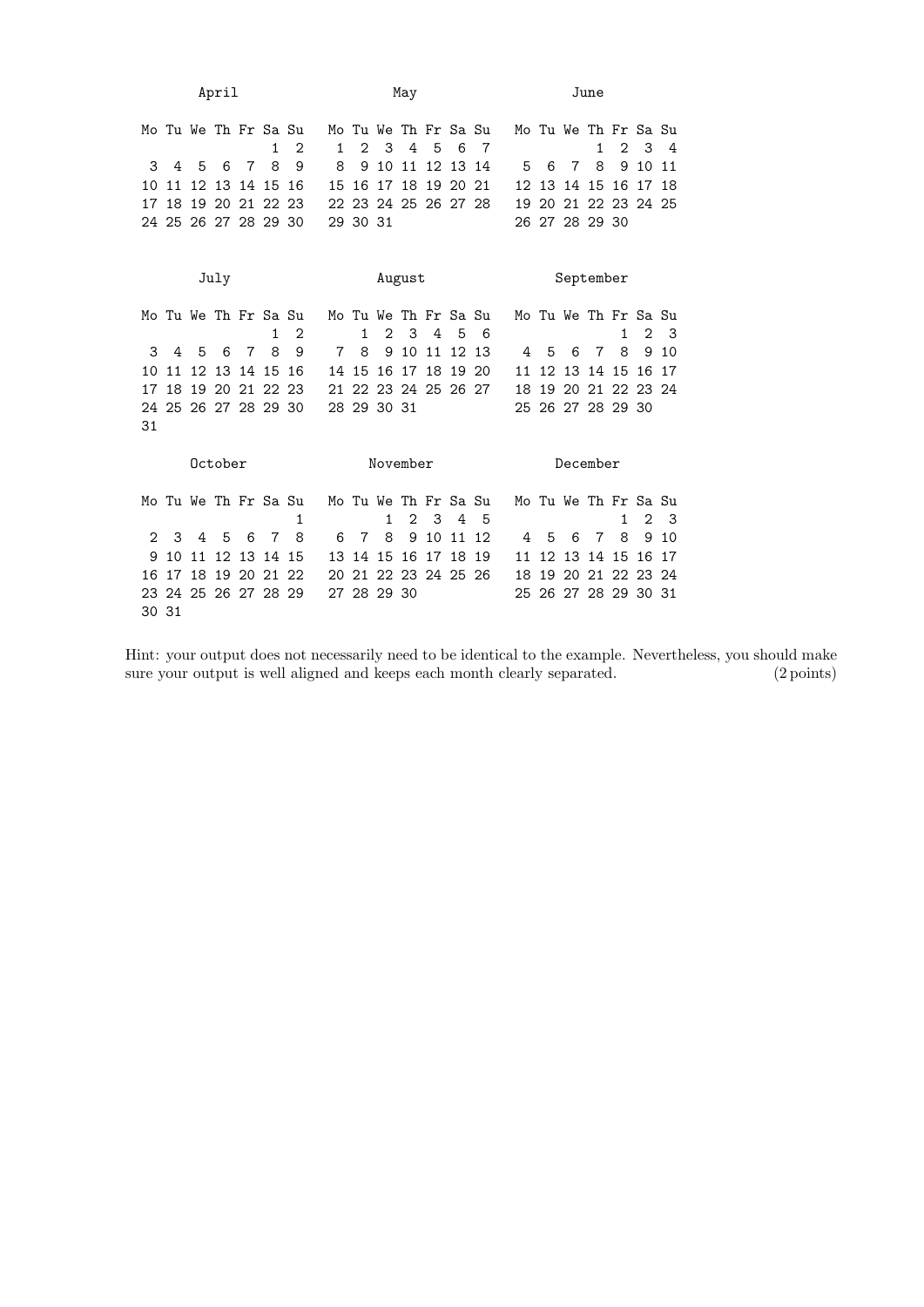```
       April                  May                   June

Mo Tu We Th Fr Sa Su   Mo Tu We Th Fr Sa Su   Mo Tu We Th Fr Sa Su
                1  2    1  2  3  4  5  6  7             1  2  3  4
 3  4  5  6  7  8  9    8  9 10 11 12 13 14    5  6  7  8  9 10 11
10 11 12 13 14 15 16   15 16 17 18 19 20 21   12 13 14 15 16 17 18
17 18 19 20 21 22 23   22 23 24 25 26 27 28   19 20 21 22 23 24 25
24 25 26 27 28 29 30   29 30 31               26 27 28 29 30


       July                  August               September

Mo Tu We Th Fr Sa Su   Mo Tu We Th Fr Sa Su   Mo Tu We Th Fr Sa Su
                1  2       1  2  3  4  5  6                1  2  3
 3  4  5  6  7  8  9    7  8  9 10 11 12 13    4  5  6  7  8  9 10
10 11 12 13 14 15 16   14 15 16 17 18 19 20   11 12 13 14 15 16 17
17 18 19 20 21 22 23   21 22 23 24 25 26 27   18 19 20 21 22 23 24
24 25 26 27 28 29 30   28 29 30 31            25 26 27 28 29 30
31

      October               November              December

Mo Tu We Th Fr Sa Su   Mo Tu We Th Fr Sa Su   Mo Tu We Th Fr Sa Su
                   1          1  2  3  4  5                1  2  3
 2  3  4  5  6  7  8    6  7  8  9 10 11 12    4  5  6  7  8  9 10
 9 10 11 12 13 14 15   13 14 15 16 17 18 19   11 12 13 14 15 16 17
16 17 18 19 20 21 22   20 21 22 23 24 25 26   18 19 20 21 22 23 24
23 24 25 26 27 28 29   27 28 29 30            25 26 27 28 29 30 31
30 31
```

Hint: your output does not necessarily need to be identical to the example. Nevertheless, you should make sure your output is well aligned and keeps each month clearly separated. (2 points)